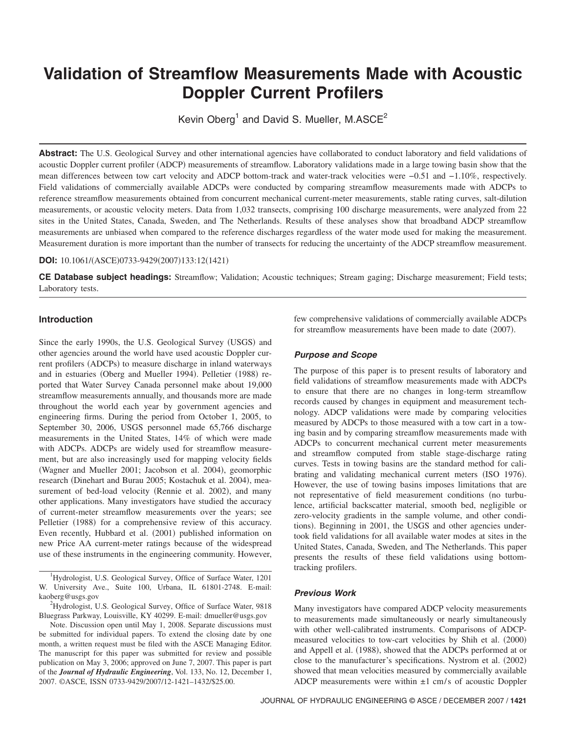# Validation of Streamflow Measurements Made with Acoustic Doppler Current Profilers

Kevin Oberg[1] and David S. Mueller, M.ASCE[2]

**Abstract:** The U.S. Geological Survey and other international agencies have collaborated to conduct laboratory and field validations of acoustic Doppler current profiler (ADCP) measurements of streamflow. Laboratory validations made in a large towing basin show that the mean differences between tow cart velocity and ADCP bottom-track and water-track velocities were −0.51 and −1.10%, respectively. Field validations of commercially available ADCPs were conducted by comparing streamflow measurements made with ADCPs to reference streamflow measurements obtained from concurrent mechanical current-meter measurements, stable rating curves, salt-dilution measurements, or acoustic velocity meters. Data from 1,032 transects, comprising 100 discharge measurements, were analyzed from 22 sites in the United States, Canada, Sweden, and The Netherlands. Results of these analyses show that broadband ADCP streamflow measurements are unbiased when compared to the reference discharges regardless of the water mode used for making the measurement. Measurement duration is more important than the number of transects for reducing the uncertainty of the ADCP streamflow measurement.

**DOI:** 10.1061/(ASCE)0733-9429(2007)133:12(1421)

**CE Database subject headings:** Streamflow; Validation; Acoustic techniques; Stream gaging; Discharge measurement; Field tests; Laboratory tests.

## Introduction

Since the early 1990s, the U.S. Geological Survey (USGS) and other agencies around the world have used acoustic Doppler current profilers (ADCPs) to measure discharge in inland waterways and in estuaries (Oberg and Mueller 1994). Pelletier (1988) reported that Water Survey Canada personnel make about 19,000 streamflow measurements annually, and thousands more are made throughout the world each year by government agencies and engineering firms. During the period from October 1, 2005, to September 30, 2006, USGS personnel made 65,766 discharge measurements in the United States, 14% of which were made with ADCPs. ADCPs are widely used for streamflow measurement, but are also increasingly used for mapping velocity fields (Wagner and Mueller 2001; Jacobson et al. 2004), geomorphic research (Dinehart and Burau 2005; Kostachuk et al. 2004), measurement of bed-load velocity (Rennie et al. 2002), and many other applications. Many investigators have studied the accuracy of current-meter streamflow measurements over the years; see Pelletier (1988) for a comprehensive review of this accuracy. Even recently, Hubbard et al. (2001) published information on new Price AA current-meter ratings because of the widespread use of these instruments in the engineering community. However, few comprehensive validations of commercially available ADCPs for streamflow measurements have been made to date (2007).

### *Purpose and Scope*

The purpose of this paper is to present results of laboratory and field validations of streamflow measurements made with ADCPs to ensure that there are no changes in long-term streamflow records caused by changes in equipment and measurement technology. ADCP validations were made by comparing velocities measured by ADCPs to those measured with a tow cart in a towing basin and by comparing streamflow measurements made with ADCPs to concurrent mechanical current meter measurements and streamflow computed from stable stage-discharge rating curves. Tests in towing basins are the standard method for calibrating and validating mechanical current meters (ISO 1976). However, the use of towing basins imposes limitations that are not representative of field measurement conditions (no turbulence, artificial backscatter material, smooth bed, negligible or zero-velocity gradients in the sample volume, and other conditions). Beginning in 2001, the USGS and other agencies undertook field validations for all available water modes at sites in the United States, Canada, Sweden, and The Netherlands. This paper presents the results of these field validations using bottom-tracking profilers.

### *Previous Work*

Many investigators have compared ADCP velocity measurements to measurements made simultaneously or nearly simultaneously with other well-calibrated instruments. Comparisons of ADCP-measured velocities to tow-cart velocities by Shih et al. (2000) and Appell et al. (1988), showed that the ADCPs performed at or close to the manufacturer's specifications. Nystrom et al. (2002) showed that mean velocities measured by commercially available ADCP measurements were within ±1 cm/s of acoustic Doppler

[1]Hydrologist, U.S. Geological Survey, Office of Surface Water, 1201 W. University Ave., Suite 100, Urbana, IL 61801-2748. E-mail: kaoberg@usgs.gov

[2]Hydrologist, U.S. Geological Survey, Office of Surface Water, 9818 Bluegrass Parkway, Louisville, KY 40299. E-mail: dmueller@usgs.gov

Note. Discussion open until May 1, 2008. Separate discussions must be submitted for individual papers. To extend the closing date by one month, a written request must be filed with the ASCE Managing Editor. The manuscript for this paper was submitted for review and possible publication on May 3, 2006; approved on June 7, 2007. This paper is part of the *Journal of Hydraulic Engineering*, Vol. 133, No. 12, December 1, 2007. ©ASCE, ISSN 0733-9429/2007/12-1421–1432/$25.00.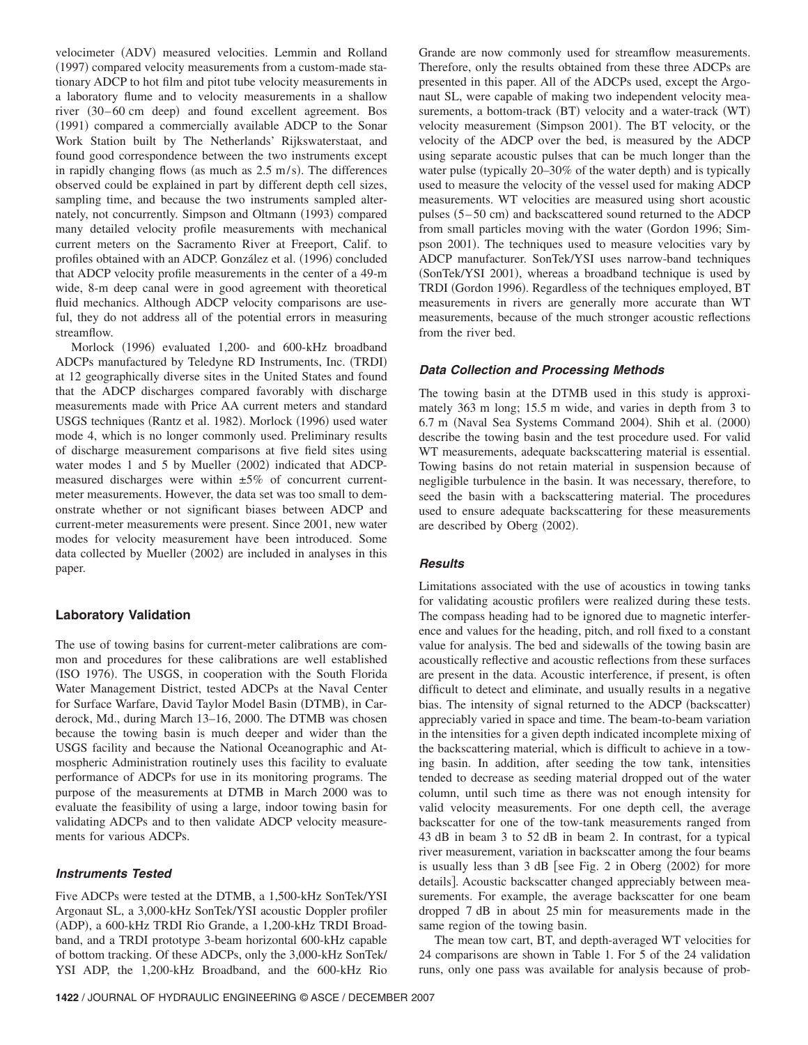velocimeter (ADV) measured velocities. Lemmin and Rolland (1997) compared velocity measurements from a custom-made stationary ADCP to hot film and pitot tube velocity measurements in a laboratory flume and to velocity measurements in a shallow river (30–60 cm deep) and found excellent agreement. Bos (1991) compared a commercially available ADCP to the Sonar Work Station built by The Netherlands' Rijkswaterstaat, and found good correspondence between the two instruments except in rapidly changing flows (as much as 2.5 m/s). The differences observed could be explained in part by different depth cell sizes, sampling time, and because the two instruments sampled alternately, not concurrently. Simpson and Oltmann (1993) compared many detailed velocity profile measurements with mechanical current meters on the Sacramento River at Freeport, Calif. to profiles obtained with an ADCP. González et al. (1996) concluded that ADCP velocity profile measurements in the center of a 49-m wide, 8-m deep canal were in good agreement with theoretical fluid mechanics. Although ADCP velocity comparisons are useful, they do not address all of the potential errors in measuring streamflow.

Morlock (1996) evaluated 1,200- and 600-kHz broadband ADCPs manufactured by Teledyne RD Instruments, Inc. (TRDI) at 12 geographically diverse sites in the United States and found that the ADCP discharges compared favorably with discharge measurements made with Price AA current meters and standard USGS techniques (Rantz et al. 1982). Morlock (1996) used water mode 4, which is no longer commonly used. Preliminary results of discharge measurement comparisons at five field sites using water modes 1 and 5 by Mueller (2002) indicated that ADCP-measured discharges were within ±5% of concurrent current-meter measurements. However, the data set was too small to demonstrate whether or not significant biases between ADCP and current-meter measurements were present. Since 2001, new water modes for velocity measurement have been introduced. Some data collected by Mueller (2002) are included in analyses in this paper.

## Laboratory Validation

The use of towing basins for current-meter calibrations are common and procedures for these calibrations are well established (ISO 1976). The USGS, in cooperation with the South Florida Water Management District, tested ADCPs at the Naval Center for Surface Warfare, David Taylor Model Basin (DTMB), in Carderock, Md., during March 13–16, 2000. The DTMB was chosen because the towing basin is much deeper and wider than the USGS facility and because the National Oceanographic and Atmospheric Administration routinely uses this facility to evaluate performance of ADCPs for use in its monitoring programs. The purpose of the measurements at DTMB in March 2000 was to evaluate the feasibility of using a large, indoor towing basin for validating ADCPs and to then validate ADCP velocity measurements for various ADCPs.

### *Instruments Tested*

Five ADCPs were tested at the DTMB, a 1,500-kHz SonTek/YSI Argonaut SL, a 3,000-kHz SonTek/YSI acoustic Doppler profiler (ADP), a 600-kHz TRDI Rio Grande, a 1,200-kHz TRDI Broadband, and a TRDI prototype 3-beam horizontal 600-kHz capable of bottom tracking. Of these ADCPs, only the 3,000-kHz SonTek/YSI ADP, the 1,200-kHz Broadband, and the 600-kHz Rio Grande are now commonly used for streamflow measurements. Therefore, only the results obtained from these three ADCPs are presented in this paper. All of the ADCPs used, except the Argonaut SL, were capable of making two independent velocity measurements, a bottom-track (BT) velocity and a water-track (WT) velocity measurement (Simpson 2001). The BT velocity, or the velocity of the ADCP over the bed, is measured by the ADCP using separate acoustic pulses that can be much longer than the water pulse (typically 20–30% of the water depth) and is typically used to measure the velocity of the vessel used for making ADCP measurements. WT velocities are measured using short acoustic pulses (5–50 cm) and backscattered sound returned to the ADCP from small particles moving with the water (Gordon 1996; Simpson 2001). The techniques used to measure velocities vary by ADCP manufacturer. SonTek/YSI uses narrow-band techniques (SonTek/YSI 2001), whereas a broadband technique is used by TRDI (Gordon 1996). Regardless of the techniques employed, BT measurements in rivers are generally more accurate than WT measurements, because of the much stronger acoustic reflections from the river bed.

### *Data Collection and Processing Methods*

The towing basin at the DTMB used in this study is approximately 363 m long; 15.5 m wide, and varies in depth from 3 to 6.7 m (Naval Sea Systems Command 2004). Shih et al. (2000) describe the towing basin and the test procedure used. For valid WT measurements, adequate backscattering material is essential. Towing basins do not retain material in suspension because of negligible turbulence in the basin. It was necessary, therefore, to seed the basin with a backscattering material. The procedures used to ensure adequate backscattering for these measurements are described by Oberg (2002).

### *Results*

Limitations associated with the use of acoustics in towing tanks for validating acoustic profilers were realized during these tests. The compass heading had to be ignored due to magnetic interference and values for the heading, pitch, and roll fixed to a constant value for analysis. The bed and sidewalls of the towing basin are acoustically reflective and acoustic reflections from these surfaces are present in the data. Acoustic interference, if present, is often difficult to detect and eliminate, and usually results in a negative bias. The intensity of signal returned to the ADCP (backscatter) appreciably varied in space and time. The beam-to-beam variation in the intensities for a given depth indicated incomplete mixing of the backscattering material, which is difficult to achieve in a towing basin. In addition, after seeding the tow tank, intensities tended to decrease as seeding material dropped out of the water column, until such time as there was not enough intensity for valid velocity measurements. For one depth cell, the average backscatter for one of the tow-tank measurements ranged from 43 dB in beam 3 to 52 dB in beam 2. In contrast, for a typical river measurement, variation in backscatter among the four beams is usually less than 3 dB [see Fig. 2 in Oberg (2002) for more details]. Acoustic backscatter changed appreciably between measurements. For example, the average backscatter for one beam dropped 7 dB in about 25 min for measurements made in the same region of the towing basin.

The mean tow cart, BT, and depth-averaged WT velocities for 24 comparisons are shown in Table 1. For 5 of the 24 validation runs, only one pass was available for analysis because of prob-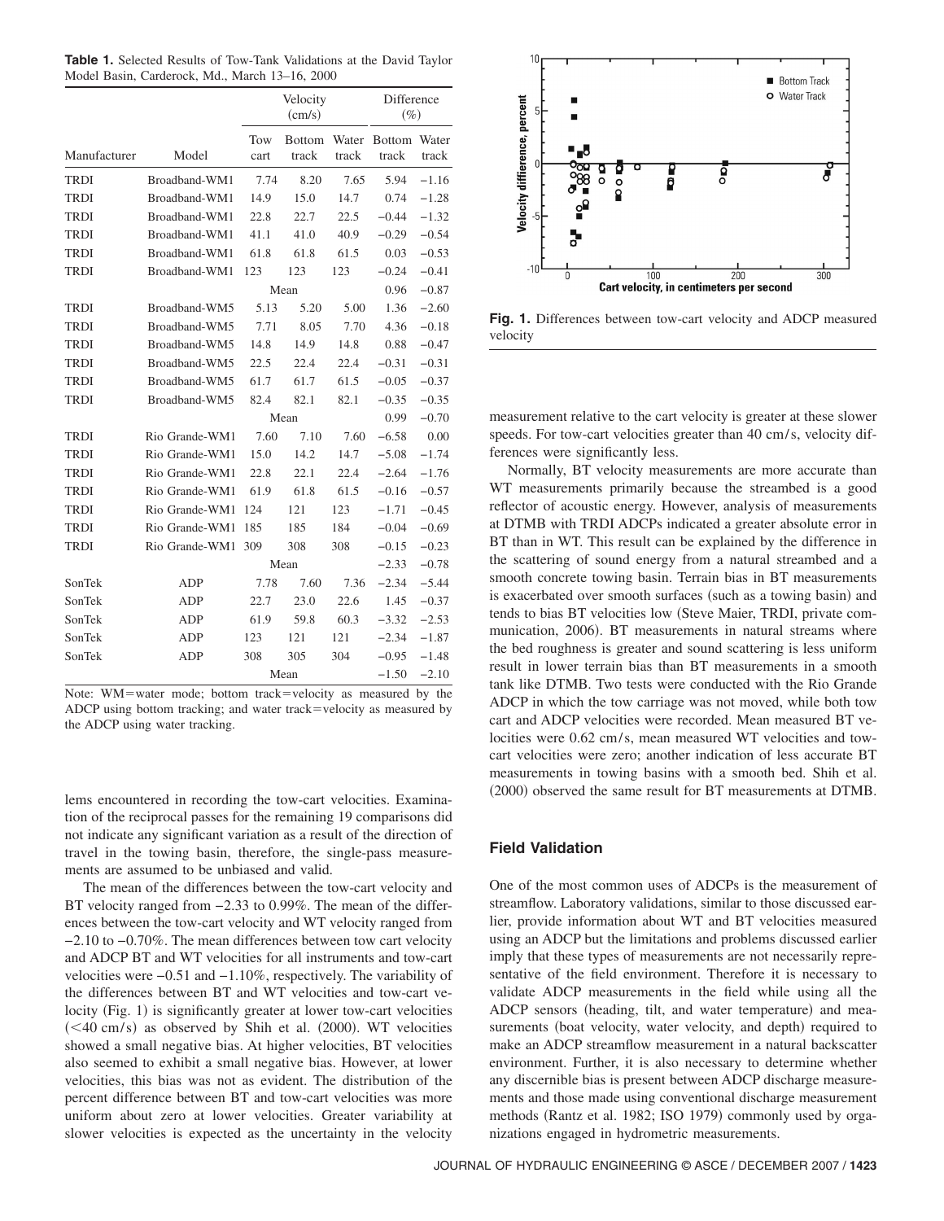**Table 1.** Selected Results of Tow-Tank Validations at the David Taylor Model Basin, Carderock, Md., March 13–16, 2000

| | | Velocity (cm/s) | | | Difference (%) | |
|---|---|---|---|---|---|---|
| Manufacturer | Model | Tow cart | Bottom track | Water track | Bottom track | Water track |
| TRDI | Broadband-WM1 | 7.74 | 8.20 | 7.65 | 5.94 | −1.16 |
| TRDI | Broadband-WM1 | 14.9 | 15.0 | 14.7 | 0.74 | −1.28 |
| TRDI | Broadband-WM1 | 22.8 | 22.7 | 22.5 | −0.44 | −1.32 |
| TRDI | Broadband-WM1 | 41.1 | 41.0 | 40.9 | −0.29 | −0.54 |
| TRDI | Broadband-WM1 | 61.8 | 61.8 | 61.5 | 0.03 | −0.53 |
| TRDI | Broadband-WM1 | 123 | 123 | 123 | −0.24 | −0.41 |
| | | | Mean | | 0.96 | −0.87 |
| TRDI | Broadband-WM5 | 5.13 | 5.20 | 5.00 | 1.36 | −2.60 |
| TRDI | Broadband-WM5 | 7.71 | 8.05 | 7.70 | 4.36 | −0.18 |
| TRDI | Broadband-WM5 | 14.8 | 14.9 | 14.8 | 0.88 | −0.47 |
| TRDI | Broadband-WM5 | 22.5 | 22.4 | 22.4 | −0.31 | −0.31 |
| TRDI | Broadband-WM5 | 61.7 | 61.7 | 61.5 | −0.05 | −0.37 |
| TRDI | Broadband-WM5 | 82.4 | 82.1 | 82.1 | −0.35 | −0.35 |
| | | | Mean | | 0.99 | −0.70 |
| TRDI | Rio Grande-WM1 | 7.60 | 7.10 | 7.60 | −6.58 | 0.00 |
| TRDI | Rio Grande-WM1 | 15.0 | 14.2 | 14.7 | −5.08 | −1.74 |
| TRDI | Rio Grande-WM1 | 22.8 | 22.1 | 22.4 | −2.64 | −1.76 |
| TRDI | Rio Grande-WM1 | 61.9 | 61.8 | 61.5 | −0.16 | −0.57 |
| TRDI | Rio Grande-WM1 | 124 | 121 | 123 | −1.71 | −0.45 |
| TRDI | Rio Grande-WM1 | 185 | 185 | 184 | −0.04 | −0.69 |
| TRDI | Rio Grande-WM1 | 309 | 308 | 308 | −0.15 | −0.23 |
| | | | Mean | | −2.33 | −0.78 |
| SonTek | ADP | 7.78 | 7.60 | 7.36 | −2.34 | −5.44 |
| SonTek | ADP | 22.7 | 23.0 | 22.6 | 1.45 | −0.37 |
| SonTek | ADP | 61.9 | 59.8 | 60.3 | −3.32 | −2.53 |
| SonTek | ADP | 123 | 121 | 121 | −2.34 | −1.87 |
| SonTek | ADP | 308 | 305 | 304 | −0.95 | −1.48 |
| | | | Mean | | −1.50 | −2.10 |

Note: WM=water mode; bottom track=velocity as measured by the ADCP using bottom tracking; and water track=velocity as measured by the ADCP using water tracking.

lems encountered in recording the tow-cart velocities. Examination of the reciprocal passes for the remaining 19 comparisons did not indicate any significant variation as a result of the direction of travel in the towing basin, therefore, the single-pass measurements are assumed to be unbiased and valid.

The mean of the differences between the tow-cart velocity and BT velocity ranged from −2.33 to 0.99%. The mean of the differences between the tow-cart velocity and WT velocity ranged from −2.10 to −0.70%. The mean differences between tow cart velocity and ADCP BT and WT velocities for all instruments and tow-cart velocities were −0.51 and −1.10%, respectively. The variability of the differences between BT and WT velocities and tow-cart velocity (Fig. 1) is significantly greater at lower tow-cart velocities (<40 cm/s) as observed by Shih et al. (2000). WT velocities showed a small negative bias. At higher velocities, BT velocities also seemed to exhibit a small negative bias. However, at lower velocities, this bias was not as evident. The distribution of the percent difference between BT and tow-cart velocities was more uniform about zero at lower velocities. Greater variability at slower velocities is expected as the uncertainty in the velocity measurement relative to the cart velocity is greater at these slower speeds. For tow-cart velocities greater than 40 cm/s, velocity differences were significantly less.

**Fig. 1.** Differences between tow-cart velocity and ADCP measured velocity

Normally, BT velocity measurements are more accurate than WT measurements primarily because the streambed is a good reflector of acoustic energy. However, analysis of measurements at DTMB with TRDI ADCPs indicated a greater absolute error in BT than in WT. This result can be explained by the difference in the scattering of sound energy from a natural streambed and a smooth concrete towing basin. Terrain bias in BT measurements is exacerbated over smooth surfaces (such as a towing basin) and tends to bias BT velocities low (Steve Maier, TRDI, private communication, 2006). BT measurements in natural streams where the bed roughness is greater and sound scattering is less uniform result in lower terrain bias than BT measurements in a smooth tank like DTMB. Two tests were conducted with the Rio Grande ADCP in which the tow carriage was not moved, while both tow cart and ADCP velocities were recorded. Mean measured BT velocities were 0.62 cm/s, mean measured WT velocities and tow-cart velocities were zero; another indication of less accurate BT measurements in towing basins with a smooth bed. Shih et al. (2000) observed the same result for BT measurements at DTMB.

## Field Validation

One of the most common uses of ADCPs is the measurement of streamflow. Laboratory validations, similar to those discussed earlier, provide information about WT and BT velocities measured using an ADCP but the limitations and problems discussed earlier imply that these types of measurements are not necessarily representative of the field environment. Therefore it is necessary to validate ADCP measurements in the field while using all the ADCP sensors (heading, tilt, and water temperature) and measurements (boat velocity, water velocity, and depth) required to make an ADCP streamflow measurement in a natural backscatter environment. Further, it is also necessary to determine whether any discernible bias is present between ADCP discharge measurements and those made using conventional discharge measurement methods (Rantz et al. 1982; ISO 1979) commonly used by organizations engaged in hydrometric measurements.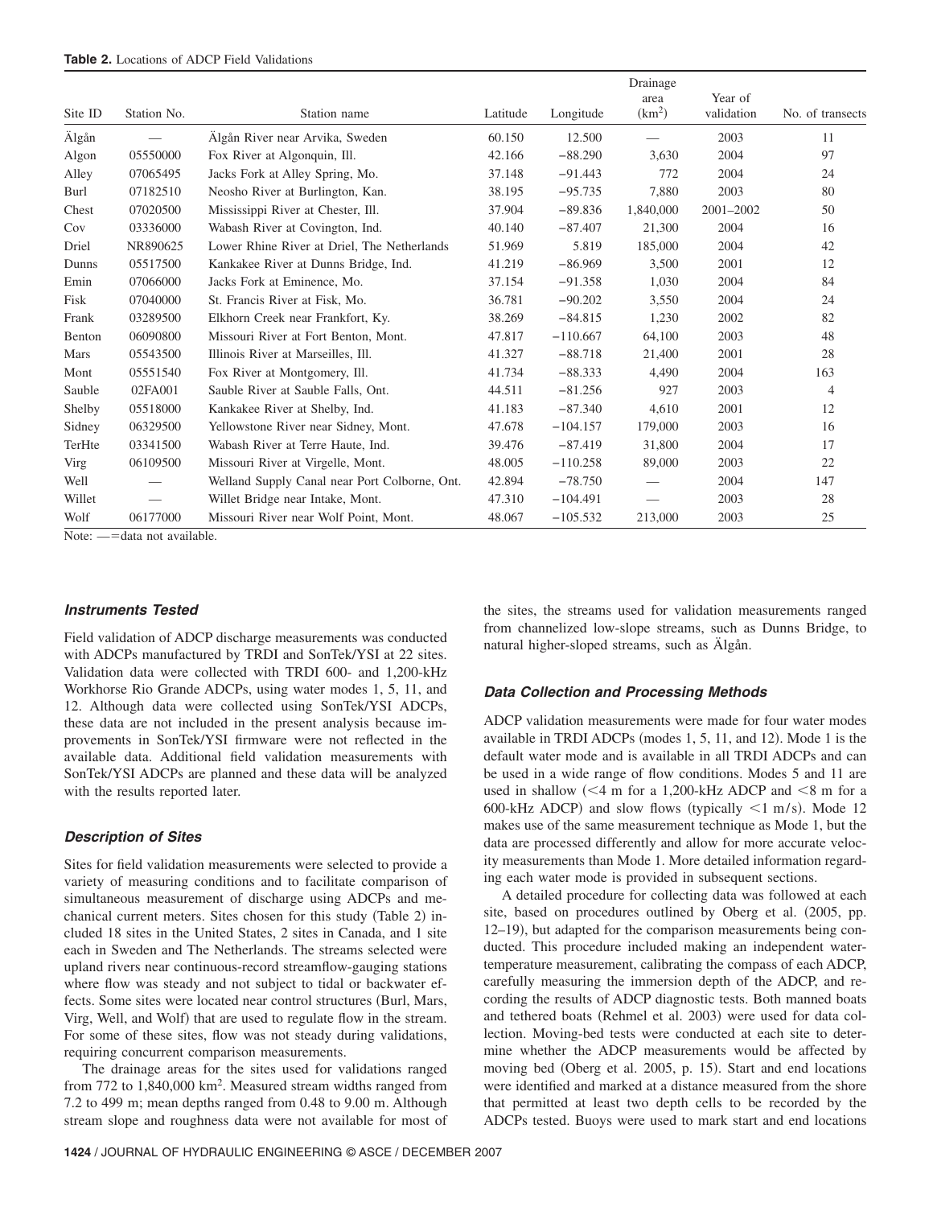**Table 2.** Locations of ADCP Field Validations

| Site ID | Station No. | Station name | Latitude | Longitude | Drainage area (km$^2$) | Year of validation | No. of transects |
|---|---|---|---|---|---|---|---|
| Älgån | — | Älgån River near Arvika, Sweden | 60.150 | 12.500 | — | 2003 | 11 |
| Algon | 05550000 | Fox River at Algonquin, Ill. | 42.166 | −88.290 | 3,630 | 2004 | 97 |
| Alley | 07065495 | Jacks Fork at Alley Spring, Mo. | 37.148 | −91.443 | 772 | 2004 | 24 |
| Burl | 07182510 | Neosho River at Burlington, Kan. | 38.195 | −95.735 | 7,880 | 2003 | 80 |
| Chest | 07020500 | Mississippi River at Chester, Ill. | 37.904 | −89.836 | 1,840,000 | 2001–2002 | 50 |
| Cov | 03336000 | Wabash River at Covington, Ind. | 40.140 | −87.407 | 21,300 | 2004 | 16 |
| Driel | NR890625 | Lower Rhine River at Driel, The Netherlands | 51.969 | 5.819 | 185,000 | 2004 | 42 |
| Dunns | 05517500 | Kankakee River at Dunns Bridge, Ind. | 41.219 | −86.969 | 3,500 | 2001 | 12 |
| Emin | 07066000 | Jacks Fork at Eminence, Mo. | 37.154 | −91.358 | 1,030 | 2004 | 84 |
| Fisk | 07040000 | St. Francis River at Fisk, Mo. | 36.781 | −90.202 | 3,550 | 2004 | 24 |
| Frank | 03289500 | Elkhorn Creek near Frankfort, Ky. | 38.269 | −84.815 | 1,230 | 2002 | 82 |
| Benton | 06090800 | Missouri River at Fort Benton, Mont. | 47.817 | −110.667 | 64,100 | 2003 | 48 |
| Mars | 05543500 | Illinois River at Marseilles, Ill. | 41.327 | −88.718 | 21,400 | 2001 | 28 |
| Mont | 05551540 | Fox River at Montgomery, Ill. | 41.734 | −88.333 | 4,490 | 2004 | 163 |
| Sauble | 02FA001 | Sauble River at Sauble Falls, Ont. | 44.511 | −81.256 | 927 | 2003 | 4 |
| Shelby | 05518000 | Kankakee River at Shelby, Ind. | 41.183 | −87.340 | 4,610 | 2001 | 12 |
| Sidney | 06329500 | Yellowstone River near Sidney, Mont. | 47.678 | −104.157 | 179,000 | 2003 | 16 |
| TerHte | 03341500 | Wabash River at Terre Haute, Ind. | 39.476 | −87.419 | 31,800 | 2004 | 17 |
| Virg | 06109500 | Missouri River at Virgelle, Mont. | 48.005 | −110.258 | 89,000 | 2003 | 22 |
| Well | — | Welland Supply Canal near Port Colborne, Ont. | 42.894 | −78.750 | — | 2004 | 147 |
| Willet | — | Willet Bridge near Intake, Mont. | 47.310 | −104.491 | — | 2003 | 28 |
| Wolf | 06177000 | Missouri River near Wolf Point, Mont. | 48.067 | −105.532 | 213,000 | 2003 | 25 |

Note: —=data not available.

### *Instruments Tested*

Field validation of ADCP discharge measurements was conducted with ADCPs manufactured by TRDI and SonTek/YSI at 22 sites. Validation data were collected with TRDI 600- and 1,200-kHz Workhorse Rio Grande ADCPs, using water modes 1, 5, 11, and 12. Although data were collected using SonTek/YSI ADCPs, these data are not included in the present analysis because improvements in SonTek/YSI firmware were not reflected in the available data. Additional field validation measurements with SonTek/YSI ADCPs are planned and these data will be analyzed with the results reported later.

### *Description of Sites*

Sites for field validation measurements were selected to provide a variety of measuring conditions and to facilitate comparison of simultaneous measurement of discharge using ADCPs and mechanical current meters. Sites chosen for this study (Table 2) included 18 sites in the United States, 2 sites in Canada, and 1 site each in Sweden and The Netherlands. The streams selected were upland rivers near continuous-record streamflow-gauging stations where flow was steady and not subject to tidal or backwater effects. Some sites were located near control structures (Burl, Mars, Virg, Well, and Wolf) that are used to regulate flow in the stream. For some of these sites, flow was not steady during validations, requiring concurrent comparison measurements.

The drainage areas for the sites used for validations ranged from 772 to 1,840,000 km$^2$. Measured stream widths ranged from 7.2 to 499 m; mean depths ranged from 0.48 to 9.00 m. Although stream slope and roughness data were not available for most of the sites, the streams used for validation measurements ranged from channelized low-slope streams, such as Dunns Bridge, to natural higher-sloped streams, such as Älgån.

### *Data Collection and Processing Methods*

ADCP validation measurements were made for four water modes available in TRDI ADCPs (modes 1, 5, 11, and 12). Mode 1 is the default water mode and is available in all TRDI ADCPs and can be used in a wide range of flow conditions. Modes 5 and 11 are used in shallow (<4 m for a 1,200-kHz ADCP and <8 m for a 600-kHz ADCP) and slow flows (typically <1 m/s). Mode 12 makes use of the same measurement technique as Mode 1, but the data are processed differently and allow for more accurate velocity measurements than Mode 1. More detailed information regarding each water mode is provided in subsequent sections.

A detailed procedure for collecting data was followed at each site, based on procedures outlined by Oberg et al. (2005, pp. 12–19), but adapted for the comparison measurements being conducted. This procedure included making an independent water-temperature measurement, calibrating the compass of each ADCP, carefully measuring the immersion depth of the ADCP, and recording the results of ADCP diagnostic tests. Both manned boats and tethered boats (Rehmel et al. 2003) were used for data collection. Moving-bed tests were conducted at each site to determine whether the ADCP measurements would be affected by moving bed (Oberg et al. 2005, p. 15). Start and end locations were identified and marked at a distance measured from the shore that permitted at least two depth cells to be recorded by the ADCPs tested. Buoys were used to mark start and end locations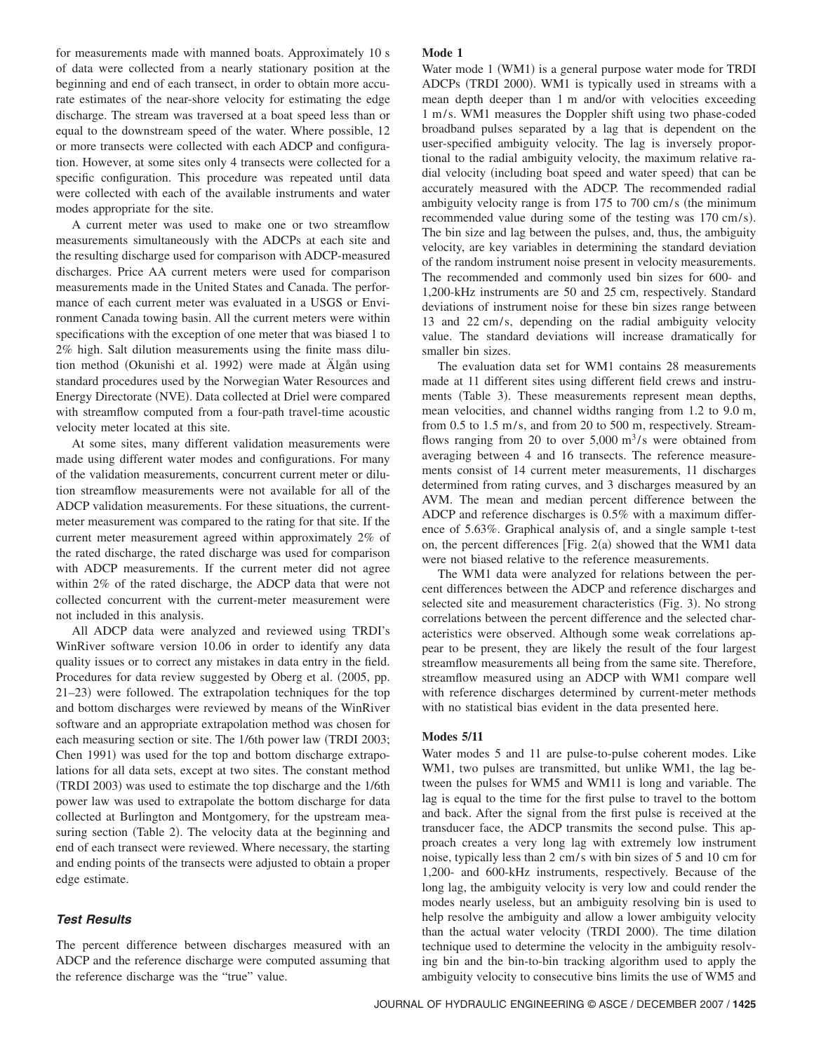for measurements made with manned boats. Approximately 10 s of data were collected from a nearly stationary position at the beginning and end of each transect, in order to obtain more accurate estimates of the near-shore velocity for estimating the edge discharge. The stream was traversed at a boat speed less than or equal to the downstream speed of the water. Where possible, 12 or more transects were collected with each ADCP and configuration. However, at some sites only 4 transects were collected for a specific configuration. This procedure was repeated until data were collected with each of the available instruments and water modes appropriate for the site.

A current meter was used to make one or two streamflow measurements simultaneously with the ADCPs at each site and the resulting discharge used for comparison with ADCP-measured discharges. Price AA current meters were used for comparison measurements made in the United States and Canada. The performance of each current meter was evaluated in a USGS or Environment Canada towing basin. All the current meters were within specifications with the exception of one meter that was biased 1 to 2% high. Salt dilution measurements using the finite mass dilution method (Okunishi et al. 1992) were made at Älgån using standard procedures used by the Norwegian Water Resources and Energy Directorate (NVE). Data collected at Driel were compared with streamflow computed from a four-path travel-time acoustic velocity meter located at this site.

At some sites, many different validation measurements were made using different water modes and configurations. For many of the validation measurements, concurrent current meter or dilution streamflow measurements were not available for all of the ADCP validation measurements. For these situations, the current-meter measurement was compared to the rating for that site. If the current meter measurement agreed within approximately 2% of the rated discharge, the rated discharge was used for comparison with ADCP measurements. If the current meter did not agree within 2% of the rated discharge, the ADCP data that were not collected concurrent with the current-meter measurement were not included in this analysis.

All ADCP data were analyzed and reviewed using TRDI's WinRiver software version 10.06 in order to identify any data quality issues or to correct any mistakes in data entry in the field. Procedures for data review suggested by Oberg et al. (2005, pp. 21–23) were followed. The extrapolation techniques for the top and bottom discharges were reviewed by means of the WinRiver software and an appropriate extrapolation method was chosen for each measuring section or site. The 1/6th power law (TRDI 2003; Chen 1991) was used for the top and bottom discharge extrapolations for all data sets, except at two sites. The constant method (TRDI 2003) was used to estimate the top discharge and the 1/6th power law was used to extrapolate the bottom discharge for data collected at Burlington and Montgomery, for the upstream measuring section (Table 2). The velocity data at the beginning and end of each transect were reviewed. Where necessary, the starting and ending points of the transects were adjusted to obtain a proper edge estimate.

## *Test Results*

The percent difference between discharges measured with an ADCP and the reference discharge were computed assuming that the reference discharge was the "true" value.

### Mode 1

Water mode 1 (WM1) is a general purpose water mode for TRDI ADCPs (TRDI 2000). WM1 is typically used in streams with a mean depth deeper than 1 m and/or with velocities exceeding 1 m/s. WM1 measures the Doppler shift using two phase-coded broadband pulses separated by a lag that is dependent on the user-specified ambiguity velocity. The lag is inversely proportional to the radial ambiguity velocity, the maximum relative radial velocity (including boat speed and water speed) that can be accurately measured with the ADCP. The recommended radial ambiguity velocity range is from 175 to 700 cm/s (the minimum recommended value during some of the testing was 170 cm/s). The bin size and lag between the pulses, and, thus, the ambiguity velocity, are key variables in determining the standard deviation of the random instrument noise present in velocity measurements. The recommended and commonly used bin sizes for 600- and 1,200-kHz instruments are 50 and 25 cm, respectively. Standard deviations of instrument noise for these bin sizes range between 13 and 22 cm/s, depending on the radial ambiguity velocity value. The standard deviations will increase dramatically for smaller bin sizes.

The evaluation data set for WM1 contains 28 measurements made at 11 different sites using different field crews and instruments (Table 3). These measurements represent mean depths, mean velocities, and channel widths ranging from 1.2 to 9.0 m, from 0.5 to 1.5 m/s, and from 20 to 500 m, respectively. Streamflows ranging from 20 to over 5,000 $m^3/s$ were obtained from averaging between 4 and 16 transects. The reference measurements consist of 14 current meter measurements, 11 discharges determined from rating curves, and 3 discharges measured by an AVM. The mean and median percent difference between the ADCP and reference discharges is 0.5% with a maximum difference of 5.63%. Graphical analysis of, and a single sample t-test on, the percent differences [Fig. 2(a) showed that the WM1 data were not biased relative to the reference measurements.

The WM1 data were analyzed for relations between the percent differences between the ADCP and reference discharges and selected site and measurement characteristics (Fig. 3). No strong correlations between the percent difference and the selected characteristics were observed. Although some weak correlations appear to be present, they are likely the result of the four largest streamflow measurements all being from the same site. Therefore, streamflow measured using an ADCP with WM1 compare well with reference discharges determined by current-meter methods with no statistical bias evident in the data presented here.

### Modes 5/11

Water modes 5 and 11 are pulse-to-pulse coherent modes. Like WM1, two pulses are transmitted, but unlike WM1, the lag between the pulses for WM5 and WM11 is long and variable. The lag is equal to the time for the first pulse to travel to the bottom and back. After the signal from the first pulse is received at the transducer face, the ADCP transmits the second pulse. This approach creates a very long lag with extremely low instrument noise, typically less than 2 cm/s with bin sizes of 5 and 10 cm for 1,200- and 600-kHz instruments, respectively. Because of the long lag, the ambiguity velocity is very low and could render the modes nearly useless, but an ambiguity resolving bin is used to help resolve the ambiguity and allow a lower ambiguity velocity than the actual water velocity (TRDI 2000). The time dilation technique used to determine the velocity in the ambiguity resolving bin and the bin-to-bin tracking algorithm used to apply the ambiguity velocity to consecutive bins limits the use of WM5 and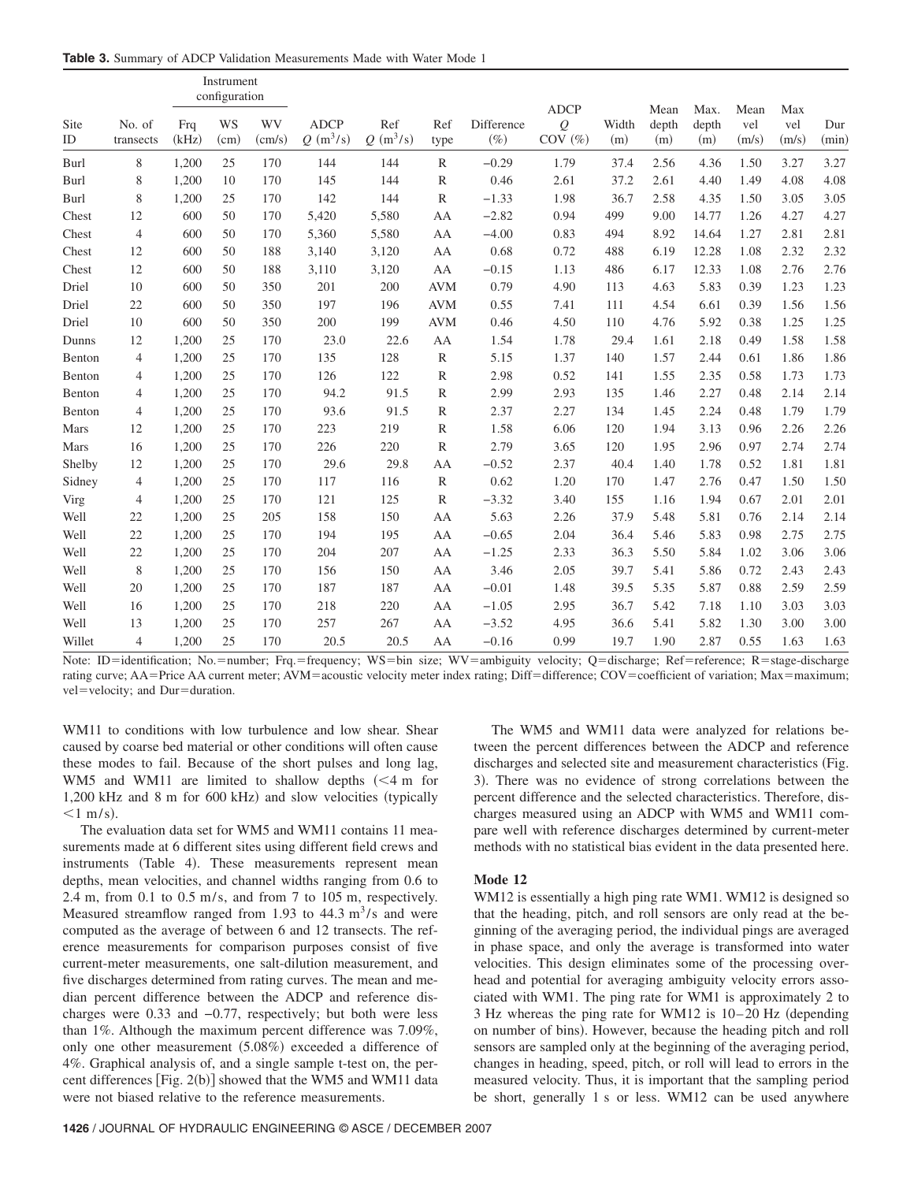**Table 3.** Summary of ADCP Validation Measurements Made with Water Mode 1

| Site ID | No. of transects | Instrument configuration | | | ADCP $Q$ ($m^3/s$) | Ref $Q$ ($m^3/s$) | Ref type | Difference (%) | ADCP $Q$ COV (%) | Width (m) | Mean depth (m) | Max. depth (m) | Mean vel (m/s) | Max vel (m/s) | Dur (min) |
|---|---|---|---|---|---|---|---|---|---|---|---|---|---|---|---|
| | | Frq (kHz) | WS (cm) | WV (cm/s) | | | | | | | | | | | |
| Burl | 8 | 1,200 | 25 | 170 | 144 | 144 | R | −0.29 | 1.79 | 37.4 | 2.56 | 4.36 | 1.50 | 3.27 | 3.27 |
| Burl | 8 | 1,200 | 10 | 170 | 145 | 144 | R | 0.46 | 2.61 | 37.2 | 2.61 | 4.40 | 1.49 | 4.08 | 4.08 |
| Burl | 8 | 1,200 | 25 | 170 | 142 | 144 | R | −1.33 | 1.98 | 36.7 | 2.58 | 4.35 | 1.50 | 3.05 | 3.05 |
| Chest | 12 | 600 | 50 | 170 | 5,420 | 5,580 | AA | −2.82 | 0.94 | 499 | 9.00 | 14.77 | 1.26 | 4.27 | 4.27 |
| Chest | 4 | 600 | 50 | 170 | 5,360 | 5,580 | AA | −4.00 | 0.83 | 494 | 8.92 | 14.64 | 1.27 | 2.81 | 2.81 |
| Chest | 12 | 600 | 50 | 188 | 3,140 | 3,120 | AA | 0.68 | 0.72 | 488 | 6.19 | 12.28 | 1.08 | 2.32 | 2.32 |
| Chest | 12 | 600 | 50 | 188 | 3,110 | 3,120 | AA | −0.15 | 1.13 | 486 | 6.17 | 12.33 | 1.08 | 2.76 | 2.76 |
| Driel | 10 | 600 | 50 | 350 | 201 | 200 | AVM | 0.79 | 4.90 | 113 | 4.63 | 5.83 | 0.39 | 1.23 | 1.23 |
| Driel | 22 | 600 | 50 | 350 | 197 | 196 | AVM | 0.55 | 7.41 | 111 | 4.54 | 6.61 | 0.39 | 1.56 | 1.56 |
| Driel | 10 | 600 | 50 | 350 | 200 | 199 | AVM | 0.46 | 4.50 | 110 | 4.76 | 5.92 | 0.38 | 1.25 | 1.25 |
| Dunns | 12 | 1,200 | 25 | 170 | 23.0 | 22.6 | AA | 1.54 | 1.78 | 29.4 | 1.61 | 2.18 | 0.49 | 1.58 | 1.58 |
| Benton | 4 | 1,200 | 25 | 170 | 135 | 128 | R | 5.15 | 1.37 | 140 | 1.57 | 2.44 | 0.61 | 1.86 | 1.86 |
| Benton | 4 | 1,200 | 25 | 170 | 126 | 122 | R | 2.98 | 0.52 | 141 | 1.55 | 2.35 | 0.58 | 1.73 | 1.73 |
| Benton | 4 | 1,200 | 25 | 170 | 94.2 | 91.5 | R | 2.99 | 2.93 | 135 | 1.46 | 2.27 | 0.48 | 2.14 | 2.14 |
| Benton | 4 | 1,200 | 25 | 170 | 93.6 | 91.5 | R | 2.37 | 2.27 | 134 | 1.45 | 2.24 | 0.48 | 1.79 | 1.79 |
| Mars | 12 | 1,200 | 25 | 170 | 223 | 219 | R | 1.58 | 6.06 | 120 | 1.94 | 3.13 | 0.96 | 2.26 | 2.26 |
| Mars | 16 | 1,200 | 25 | 170 | 226 | 220 | R | 2.79 | 3.65 | 120 | 1.95 | 2.96 | 0.97 | 2.74 | 2.74 |
| Shelby | 12 | 1,200 | 25 | 170 | 29.6 | 29.8 | AA | −0.52 | 2.37 | 40.4 | 1.40 | 1.78 | 0.52 | 1.81 | 1.81 |
| Sidney | 4 | 1,200 | 25 | 170 | 117 | 116 | R | 0.62 | 1.20 | 170 | 1.47 | 2.76 | 0.47 | 1.50 | 1.50 |
| Virg | 4 | 1,200 | 25 | 170 | 121 | 125 | R | −3.32 | 3.40 | 155 | 1.16 | 1.94 | 0.67 | 2.01 | 2.01 |
| Well | 22 | 1,200 | 25 | 205 | 158 | 150 | AA | 5.63 | 2.26 | 37.9 | 5.48 | 5.81 | 0.76 | 2.14 | 2.14 |
| Well | 22 | 1,200 | 25 | 170 | 194 | 195 | AA | −0.65 | 2.04 | 36.4 | 5.46 | 5.83 | 0.98 | 2.75 | 2.75 |
| Well | 22 | 1,200 | 25 | 170 | 204 | 207 | AA | −1.25 | 2.33 | 36.3 | 5.50 | 5.84 | 1.02 | 3.06 | 3.06 |
| Well | 8 | 1,200 | 25 | 170 | 156 | 150 | AA | 3.46 | 2.05 | 39.7 | 5.41 | 5.86 | 0.72 | 2.43 | 2.43 |
| Well | 20 | 1,200 | 25 | 170 | 187 | 187 | AA | −0.01 | 1.48 | 39.5 | 5.35 | 5.87 | 0.88 | 2.59 | 2.59 |
| Well | 16 | 1,200 | 25 | 170 | 218 | 220 | AA | −1.05 | 2.95 | 36.7 | 5.42 | 7.18 | 1.10 | 3.03 | 3.03 |
| Well | 13 | 1,200 | 25 | 170 | 257 | 267 | AA | −3.52 | 4.95 | 36.6 | 5.41 | 5.82 | 1.30 | 3.00 | 3.00 |
| Willet | 4 | 1,200 | 25 | 170 | 20.5 | 20.5 | AA | −0.16 | 0.99 | 19.7 | 1.90 | 2.87 | 0.55 | 1.63 | 1.63 |

Note: ID=identification; No.=number; Frq.=frequency; WS=bin size; WV=ambiguity velocity; Q=discharge; Ref=reference; R=stage-discharge rating curve; AA=Price AA current meter; AVM=acoustic velocity meter index rating; Diff=difference; COV=coefficient of variation; Max=maximum; vel=velocity; and Dur=duration.

WM11 to conditions with low turbulence and low shear. Shear caused by coarse bed material or other conditions will often cause these modes to fail. Because of the short pulses and long lag, WM5 and WM11 are limited to shallow depths (<4 m for 1,200 kHz and 8 m for 600 kHz) and slow velocities (typically <1 m/s).

The evaluation data set for WM5 and WM11 contains 11 measurements made at 6 different sites using different field crews and instruments (Table 4). These measurements represent mean depths, mean velocities, and channel widths ranging from 0.6 to 2.4 m, from 0.1 to 0.5 m/s, and from 7 to 105 m, respectively. Measured streamflow ranged from 1.93 to 44.3 $m^3/s$ and were computed as the average of between 6 and 12 transects. The reference measurements for comparison purposes consist of five current-meter measurements, one salt-dilution measurement, and five discharges determined from rating curves. The mean and median percent difference between the ADCP and reference discharges were 0.33 and −0.77, respectively; but both were less than 1%. Although the maximum percent difference was 7.09%, only one other measurement (5.08%) exceeded a difference of 4%. Graphical analysis of, and a single sample t-test on, the percent differences [Fig. 2(b)] showed that the WM5 and WM11 data were not biased relative to the reference measurements.

The WM5 and WM11 data were analyzed for relations between the percent differences between the ADCP and reference discharges and selected site and measurement characteristics (Fig. 3). There was no evidence of strong correlations between the percent difference and the selected characteristics. Therefore, discharges measured using an ADCP with WM5 and WM11 compare well with reference discharges determined by current-meter methods with no statistical bias evident in the data presented here.

### Mode 12

WM12 is essentially a high ping rate WM1. WM12 is designed so that the heading, pitch, and roll sensors are only read at the beginning of the averaging period, the individual pings are averaged in phase space, and only the average is transformed into water velocities. This design eliminates some of the processing overhead and potential for averaging ambiguity velocity errors associated with WM1. The ping rate for WM1 is approximately 2 to 3 Hz whereas the ping rate for WM12 is 10–20 Hz (depending on number of bins). However, because the heading pitch and roll sensors are sampled only at the beginning of the averaging period, changes in heading, speed, pitch, or roll will lead to errors in the measured velocity. Thus, it is important that the sampling period be short, generally 1 s or less. WM12 can be used anywhere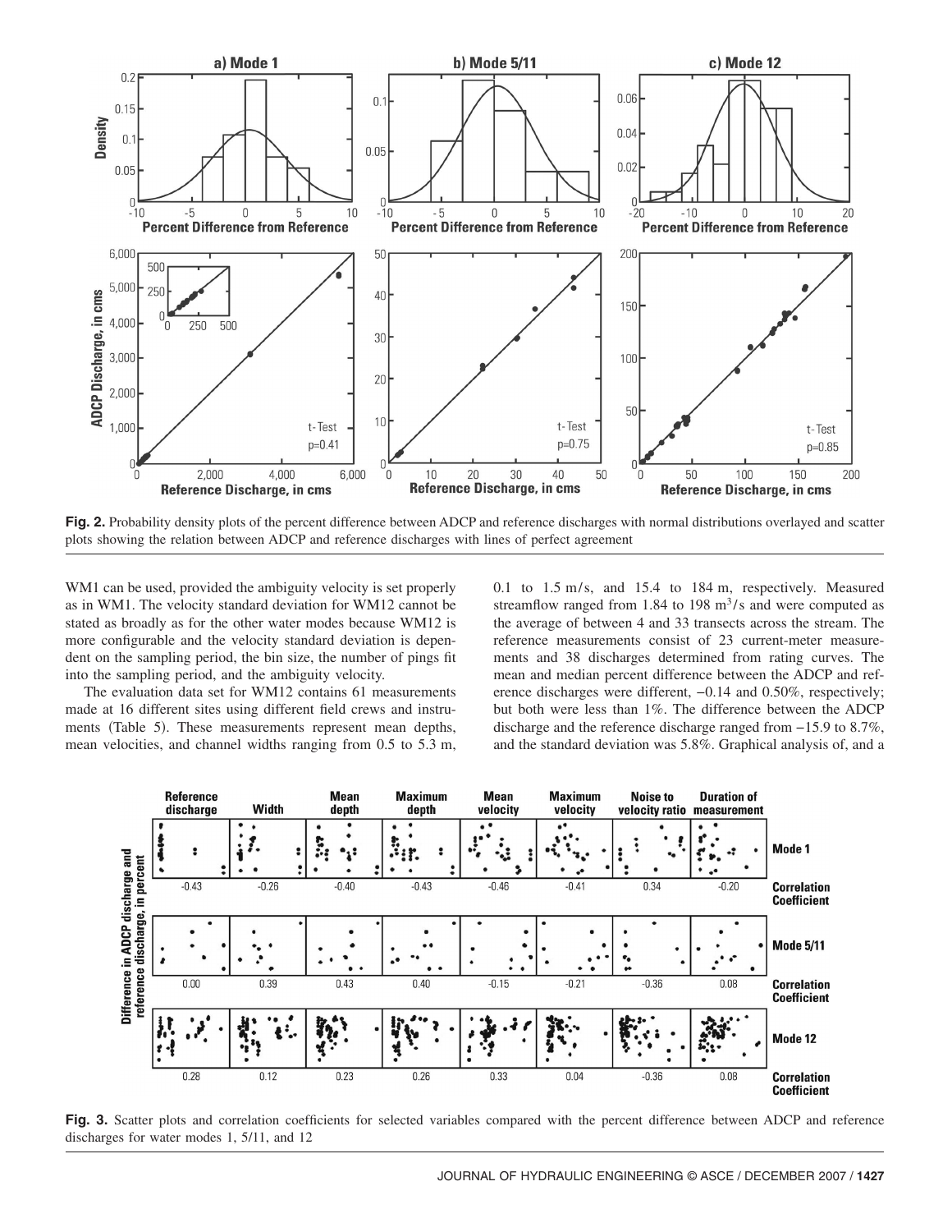**Fig. 2.** Probability density plots of the percent difference between ADCP and reference discharges with normal distributions overlayed and scatter plots showing the relation between ADCP and reference discharges with lines of perfect agreement

WM1 can be used, provided the ambiguity velocity is set properly as in WM1. The velocity standard deviation for WM12 cannot be stated as broadly as for the other water modes because WM12 is more configurable and the velocity standard deviation is dependent on the sampling period, the bin size, the number of pings fit into the sampling period, and the ambiguity velocity.

The evaluation data set for WM12 contains 61 measurements made at 16 different sites using different field crews and instruments (Table 5). These measurements represent mean depths, mean velocities, and channel widths ranging from 0.5 to 5.3 m, 0.1 to 1.5 m/s, and 15.4 to 184 m, respectively. Measured streamflow ranged from 1.84 to 198 $m^3/s$ and were computed as the average of between 4 and 33 transects across the stream. The reference measurements consist of 23 current-meter measurements and 38 discharges determined from rating curves. The mean and median percent difference between the ADCP and reference discharges were different, −0.14 and 0.50%, respectively; but both were less than 1%. The difference between the ADCP discharge and the reference discharge ranged from −15.9 to 8.7%, and the standard deviation was 5.8%. Graphical analysis of, and a

**Fig. 3.** Scatter plots and correlation coefficients for selected variables compared with the percent difference between ADCP and reference discharges for water modes 1, 5/11, and 12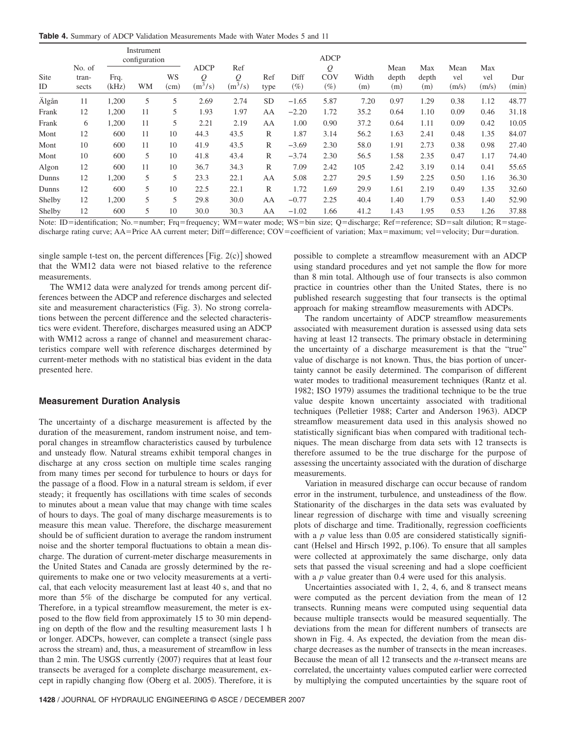**Table 4.** Summary of ADCP Validation Measurements Made with Water Modes 5 and 11

| Site ID | No. of transects | Instrument configuration | | | ADCP $Q$ ($m^3/s$) | Ref $Q$ ($m^3/s$) | Ref type | Diff (%) | ADCP $Q$ COV (%) | Width (m) | Mean depth (m) | Max depth (m) | Mean vel (m/s) | Max vel (m/s) | Dur (min) |
|---|---|---|---|---|---|---|---|---|---|---|---|---|---|---|---|
| | | Frq. (kHz) | WM | WS (cm) | | | | | | | | | | | |
| Älgån | 11 | 1,200 | 5 | 5 | 2.69 | 2.74 | SD | −1.65 | 5.87 | 7.20 | 0.97 | 1.29 | 0.38 | 1.12 | 48.77 |
| Frank | 12 | 1,200 | 11 | 5 | 1.93 | 1.97 | AA | −2.20 | 1.72 | 35.2 | 0.64 | 1.10 | 0.09 | 0.46 | 31.18 |
| Frank | 6 | 1,200 | 11 | 5 | 2.21 | 2.19 | AA | 1.00 | 0.90 | 37.2 | 0.64 | 1.11 | 0.09 | 0.42 | 10.05 |
| Mont | 12 | 600 | 11 | 10 | 44.3 | 43.5 | R | 1.87 | 3.14 | 56.2 | 1.63 | 2.41 | 0.48 | 1.35 | 84.07 |
| Mont | 10 | 600 | 11 | 10 | 41.9 | 43.5 | R | −3.69 | 2.30 | 58.0 | 1.91 | 2.73 | 0.38 | 0.98 | 27.40 |
| Mont | 10 | 600 | 5 | 10 | 41.8 | 43.4 | R | −3.74 | 2.30 | 56.5 | 1.58 | 2.35 | 0.47 | 1.17 | 74.40 |
| Algon | 12 | 600 | 11 | 10 | 36.7 | 34.3 | R | 7.09 | 2.42 | 105 | 2.42 | 3.19 | 0.14 | 0.41 | 55.65 |
| Dunns | 12 | 1,200 | 5 | 5 | 23.3 | 22.1 | AA | 5.08 | 2.27 | 29.5 | 1.59 | 2.25 | 0.50 | 1.16 | 36.30 |
| Dunns | 12 | 600 | 5 | 10 | 22.5 | 22.1 | R | 1.72 | 1.69 | 29.9 | 1.61 | 2.19 | 0.49 | 1.35 | 32.60 |
| Shelby | 12 | 1,200 | 5 | 5 | 29.8 | 30.0 | AA | −0.77 | 2.25 | 40.4 | 1.40 | 1.79 | 0.53 | 1.40 | 52.90 |
| Shelby | 12 | 600 | 5 | 10 | 30.0 | 30.3 | AA | −1.02 | 1.66 | 41.2 | 1.43 | 1.95 | 0.53 | 1.26 | 37.88 |

Note: ID=identification; No.=number; Frq=frequency; WM=water mode; WS=bin size; Q=discharge; Ref=reference; SD=salt dilution; R=stage-discharge rating curve; AA=Price AA current meter; Diff=difference; COV=coefficient of variation; Max=maximum; vel=velocity; Dur=duration.

single sample t-test on, the percent differences [Fig. 2(c)] showed that the WM12 data were not biased relative to the reference measurements.

The WM12 data were analyzed for trends among percent differences between the ADCP and reference discharges and selected site and measurement characteristics (Fig. 3). No strong correlations between the percent difference and the selected characteristics were evident. Therefore, discharges measured using an ADCP with WM12 across a range of channel and measurement characteristics compare well with reference discharges determined by current-meter methods with no statistical bias evident in the data presented here.

## Measurement Duration Analysis

The uncertainty of a discharge measurement is affected by the duration of the measurement, random instrument noise, and temporal changes in streamflow characteristics caused by turbulence and unsteady flow. Natural streams exhibit temporal changes in discharge at any cross section on multiple time scales ranging from many times per second for turbulence to hours or days for the passage of a flood. Flow in a natural stream is seldom, if ever steady; it frequently has oscillations with time scales of seconds to minutes about a mean value that may change with time scales of hours to days. The goal of many discharge measurements is to measure this mean value. Therefore, the discharge measurement should be of sufficient duration to average the random instrument noise and the shorter temporal fluctuations to obtain a mean discharge. The duration of current-meter discharge measurements in the United States and Canada are grossly determined by the requirements to make one or two velocity measurements at a vertical, that each velocity measurement last at least 40 s, and that no more than 5% of the discharge be computed for any vertical. Therefore, in a typical streamflow measurement, the meter is exposed to the flow field from approximately 15 to 30 min depending on depth of the flow and the resulting measurement lasts 1 h or longer. ADCPs, however, can complete a transect (single pass across the stream) and, thus, a measurement of streamflow in less than 2 min. The USGS currently (2007) requires that at least four transects be averaged for a complete discharge measurement, except in rapidly changing flow (Oberg et al. 2005). Therefore, it is possible to complete a streamflow measurement with an ADCP using standard procedures and yet not sample the flow for more than 8 min total. Although use of four transects is also common practice in countries other than the United States, there is no published research suggesting that four transects is the optimal approach for making streamflow measurements with ADCPs.

The random uncertainty of ADCP streamflow measurements associated with measurement duration is assessed using data sets having at least 12 transects. The primary obstacle in determining the uncertainty of a discharge measurement is that the "true" value of discharge is not known. Thus, the bias portion of uncertainty cannot be easily determined. The comparison of different water modes to traditional measurement techniques (Rantz et al. 1982; ISO 1979) assumes the traditional technique to be the true value despite known uncertainty associated with traditional techniques (Pelletier 1988; Carter and Anderson 1963). ADCP streamflow measurement data used in this analysis showed no statistically significant bias when compared with traditional techniques. The mean discharge from data sets with 12 transects is therefore assumed to be the true discharge for the purpose of assessing the uncertainty associated with the duration of discharge measurements.

Variation in measured discharge can occur because of random error in the instrument, turbulence, and unsteadiness of the flow. Stationarity of the discharges in the data sets was evaluated by linear regression of discharge with time and visually screening plots of discharge and time. Traditionally, regression coefficients with a $p$ value less than 0.05 are considered statistically significant (Helsel and Hirsch 1992, p.106). To ensure that all samples were collected at approximately the same discharge, only data sets that passed the visual screening and had a slope coefficient with a $p$ value greater than 0.4 were used for this analysis.

Uncertainties associated with 1, 2, 4, 6, and 8 transect means were computed as the percent deviation from the mean of 12 transects. Running means were computed using sequential data because multiple transects would be measured sequentially. The deviations from the mean for different numbers of transects are shown in Fig. 4. As expected, the deviation from the mean discharge decreases as the number of transects in the mean increases. Because the mean of all 12 transects and the $n$-transect means are correlated, the uncertainty values computed earlier were corrected by multiplying the computed uncertainties by the square root of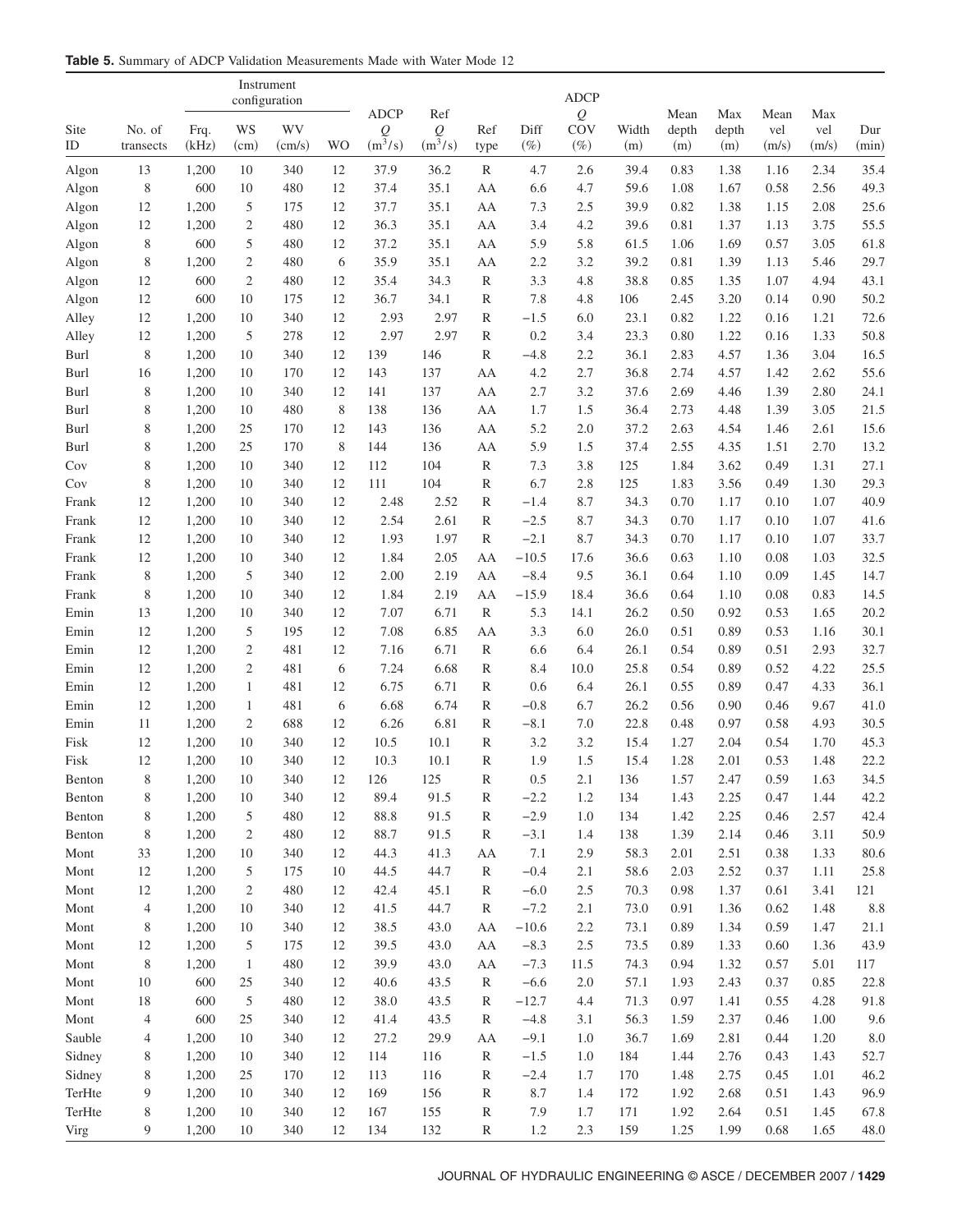**Table 5.** Summary of ADCP Validation Measurements Made with Water Mode 12

| Site ID | No. of transects | Instrument configuration | | | | ADCP $Q$ ($m^3/s$) | Ref $Q$ ($m^3/s$) | Ref type | Diff (%) | ADCP $Q$ COV (%) | Width (m) | Mean depth (m) | Max depth (m) | Mean vel (m/s) | Max vel (m/s) | Dur (min) |
|---|---|---|---|---|---|---|---|---|---|---|---|---|---|---|---|---|
| | | Frq. (kHz) | WS (cm) | WV (cm/s) | WO | | | | | | | | | | | |
| Algon | 13 | 1,200 | 10 | 340 | 12 | 37.9 | 36.2 | R | 4.7 | 2.6 | 39.4 | 0.83 | 1.38 | 1.16 | 2.34 | 35.4 |
| Algon | 8 | 600 | 10 | 480 | 12 | 37.4 | 35.1 | AA | 6.6 | 4.7 | 59.6 | 1.08 | 1.67 | 0.58 | 2.56 | 49.3 |
| Algon | 12 | 1,200 | 5 | 175 | 12 | 37.7 | 35.1 | AA | 7.3 | 2.5 | 39.9 | 0.82 | 1.38 | 1.15 | 2.08 | 25.6 |
| Algon | 12 | 1,200 | 2 | 480 | 12 | 36.3 | 35.1 | AA | 3.4 | 4.2 | 39.6 | 0.81 | 1.37 | 1.13 | 3.75 | 55.5 |
| Algon | 8 | 600 | 5 | 480 | 12 | 37.2 | 35.1 | AA | 5.9 | 5.8 | 61.5 | 1.06 | 1.69 | 0.57 | 3.05 | 61.8 |
| Algon | 8 | 1,200 | 2 | 480 | 6 | 35.9 | 35.1 | AA | 2.2 | 3.2 | 39.2 | 0.81 | 1.39 | 1.13 | 5.46 | 29.7 |
| Algon | 12 | 600 | 2 | 480 | 12 | 35.4 | 34.3 | R | 3.3 | 4.8 | 38.8 | 0.85 | 1.35 | 1.07 | 4.94 | 43.1 |
| Algon | 12 | 600 | 10 | 175 | 12 | 36.7 | 34.1 | R | 7.8 | 4.8 | 106 | 2.45 | 3.20 | 0.14 | 0.90 | 50.2 |
| Alley | 12 | 1,200 | 10 | 340 | 12 | 2.93 | 2.97 | R | −1.5 | 6.0 | 23.1 | 0.82 | 1.22 | 0.16 | 1.21 | 72.6 |
| Alley | 12 | 1,200 | 5 | 278 | 12 | 2.97 | 2.97 | R | 0.2 | 3.4 | 23.3 | 0.80 | 1.22 | 0.16 | 1.33 | 50.8 |
| Burl | 8 | 1,200 | 10 | 340 | 12 | 139 | 146 | R | −4.8 | 2.2 | 36.1 | 2.83 | 4.57 | 1.36 | 3.04 | 16.5 |
| Burl | 16 | 1,200 | 10 | 170 | 12 | 143 | 137 | AA | 4.2 | 2.7 | 36.8 | 2.74 | 4.57 | 1.42 | 2.62 | 55.6 |
| Burl | 8 | 1,200 | 10 | 340 | 12 | 141 | 137 | AA | 2.7 | 3.2 | 37.6 | 2.69 | 4.46 | 1.39 | 2.80 | 24.1 |
| Burl | 8 | 1,200 | 10 | 480 | 8 | 138 | 136 | AA | 1.7 | 1.5 | 36.4 | 2.73 | 4.48 | 1.39 | 3.05 | 21.5 |
| Burl | 8 | 1,200 | 25 | 170 | 12 | 143 | 136 | AA | 5.2 | 2.0 | 37.2 | 2.63 | 4.54 | 1.46 | 2.61 | 15.6 |
| Burl | 8 | 1,200 | 25 | 170 | 8 | 144 | 136 | AA | 5.9 | 1.5 | 37.4 | 2.55 | 4.35 | 1.51 | 2.70 | 13.2 |
| Cov | 8 | 1,200 | 10 | 340 | 12 | 112 | 104 | R | 7.3 | 3.8 | 125 | 1.84 | 3.62 | 0.49 | 1.31 | 27.1 |
| Cov | 8 | 1,200 | 10 | 340 | 12 | 111 | 104 | R | 6.7 | 2.8 | 125 | 1.83 | 3.56 | 0.49 | 1.30 | 29.3 |
| Frank | 12 | 1,200 | 10 | 340 | 12 | 2.48 | 2.52 | R | −1.4 | 8.7 | 34.3 | 0.70 | 1.17 | 0.10 | 1.07 | 40.9 |
| Frank | 12 | 1,200 | 10 | 340 | 12 | 2.54 | 2.61 | R | −2.5 | 8.7 | 34.3 | 0.70 | 1.17 | 0.10 | 1.07 | 41.6 |
| Frank | 12 | 1,200 | 10 | 340 | 12 | 1.93 | 1.97 | R | −2.1 | 8.7 | 34.3 | 0.70 | 1.17 | 0.10 | 1.07 | 33.7 |
| Frank | 12 | 1,200 | 10 | 340 | 12 | 1.84 | 2.05 | AA | −10.5 | 17.6 | 36.6 | 0.63 | 1.10 | 0.08 | 1.03 | 32.5 |
| Frank | 8 | 1,200 | 5 | 340 | 12 | 2.00 | 2.19 | AA | −8.4 | 9.5 | 36.1 | 0.64 | 1.10 | 0.09 | 1.45 | 14.7 |
| Frank | 8 | 1,200 | 10 | 340 | 12 | 1.84 | 2.19 | AA | −15.9 | 18.4 | 36.6 | 0.64 | 1.10 | 0.08 | 0.83 | 14.5 |
| Emin | 13 | 1,200 | 10 | 340 | 12 | 7.07 | 6.71 | R | 5.3 | 14.1 | 26.2 | 0.50 | 0.92 | 0.53 | 1.65 | 20.2 |
| Emin | 12 | 1,200 | 5 | 195 | 12 | 7.08 | 6.85 | AA | 3.3 | 6.0 | 26.0 | 0.51 | 0.89 | 0.53 | 1.16 | 30.1 |
| Emin | 12 | 1,200 | 2 | 481 | 12 | 7.16 | 6.71 | R | 6.6 | 6.4 | 26.1 | 0.54 | 0.89 | 0.51 | 2.93 | 32.7 |
| Emin | 12 | 1,200 | 2 | 481 | 6 | 7.24 | 6.68 | R | 8.4 | 10.0 | 25.8 | 0.54 | 0.89 | 0.52 | 4.22 | 25.5 |
| Emin | 12 | 1,200 | 1 | 481 | 12 | 6.75 | 6.71 | R | 0.6 | 6.4 | 26.1 | 0.55 | 0.89 | 0.47 | 4.33 | 36.1 |
| Emin | 12 | 1,200 | 1 | 481 | 6 | 6.68 | 6.74 | R | −0.8 | 6.7 | 26.2 | 0.56 | 0.90 | 0.46 | 9.67 | 41.0 |
| Emin | 11 | 1,200 | 2 | 688 | 12 | 6.26 | 6.81 | R | −8.1 | 7.0 | 22.8 | 0.48 | 0.97 | 0.58 | 4.93 | 30.5 |
| Fisk | 12 | 1,200 | 10 | 340 | 12 | 10.5 | 10.1 | R | 3.2 | 3.2 | 15.4 | 1.27 | 2.04 | 0.54 | 1.70 | 45.3 |
| Fisk | 12 | 1,200 | 10 | 340 | 12 | 10.3 | 10.1 | R | 1.9 | 1.5 | 15.4 | 1.28 | 2.01 | 0.53 | 1.48 | 22.2 |
| Benton | 8 | 1,200 | 10 | 340 | 12 | 126 | 125 | R | 0.5 | 2.1 | 136 | 1.57 | 2.47 | 0.59 | 1.63 | 34.5 |
| Benton | 8 | 1,200 | 10 | 340 | 12 | 89.4 | 91.5 | R | −2.2 | 1.2 | 134 | 1.43 | 2.25 | 0.47 | 1.44 | 42.2 |
| Benton | 8 | 1,200 | 5 | 480 | 12 | 88.8 | 91.5 | R | −2.9 | 1.0 | 134 | 1.42 | 2.25 | 0.46 | 2.57 | 42.4 |
| Benton | 8 | 1,200 | 2 | 480 | 12 | 88.7 | 91.5 | R | −3.1 | 1.4 | 138 | 1.39 | 2.14 | 0.46 | 3.11 | 50.9 |
| Mont | 33 | 1,200 | 10 | 340 | 12 | 44.3 | 41.3 | AA | 7.1 | 2.9 | 58.3 | 2.01 | 2.51 | 0.38 | 1.33 | 80.6 |
| Mont | 12 | 1,200 | 5 | 175 | 10 | 44.5 | 44.7 | R | −0.4 | 2.1 | 58.6 | 2.03 | 2.52 | 0.37 | 1.11 | 25.8 |
| Mont | 12 | 1,200 | 2 | 480 | 12 | 42.4 | 45.1 | R | −6.0 | 2.5 | 70.3 | 0.98 | 1.37 | 0.61 | 3.41 | 121 |
| Mont | 4 | 1,200 | 10 | 340 | 12 | 41.5 | 44.7 | R | −7.2 | 2.1 | 73.0 | 0.91 | 1.36 | 0.62 | 1.48 | 8.8 |
| Mont | 8 | 1,200 | 10 | 340 | 12 | 38.5 | 43.0 | AA | −10.6 | 2.2 | 73.1 | 0.89 | 1.34 | 0.59 | 1.47 | 21.1 |
| Mont | 12 | 1,200 | 5 | 175 | 12 | 39.5 | 43.0 | AA | −8.3 | 2.5 | 73.5 | 0.89 | 1.33 | 0.60 | 1.36 | 43.9 |
| Mont | 8 | 1,200 | 1 | 480 | 12 | 39.9 | 43.0 | AA | −7.3 | 11.5 | 74.3 | 0.94 | 1.32 | 0.57 | 5.01 | 117 |
| Mont | 10 | 600 | 25 | 340 | 12 | 40.6 | 43.5 | R | −6.6 | 2.0 | 57.1 | 1.93 | 2.43 | 0.37 | 0.85 | 22.8 |
| Mont | 18 | 600 | 5 | 480 | 12 | 38.0 | 43.5 | R | −12.7 | 4.4 | 71.3 | 0.97 | 1.41 | 0.55 | 4.28 | 91.8 |
| Mont | 4 | 600 | 25 | 340 | 12 | 41.4 | 43.5 | R | −4.8 | 3.1 | 56.3 | 1.59 | 2.37 | 0.46 | 1.00 | 9.6 |
| Sauble | 4 | 1,200 | 10 | 340 | 12 | 27.2 | 29.9 | AA | −9.1 | 1.0 | 36.7 | 1.69 | 2.81 | 0.44 | 1.20 | 8.0 |
| Sidney | 8 | 1,200 | 10 | 340 | 12 | 114 | 116 | R | −1.5 | 1.0 | 184 | 1.44 | 2.76 | 0.43 | 1.43 | 52.7 |
| Sidney | 8 | 1,200 | 25 | 170 | 12 | 113 | 116 | R | −2.4 | 1.7 | 170 | 1.48 | 2.75 | 0.45 | 1.01 | 46.2 |
| TerHte | 9 | 1,200 | 10 | 340 | 12 | 169 | 156 | R | 8.7 | 1.4 | 172 | 1.92 | 2.68 | 0.51 | 1.43 | 96.9 |
| TerHte | 8 | 1,200 | 10 | 340 | 12 | 167 | 155 | R | 7.9 | 1.7 | 171 | 1.92 | 2.64 | 0.51 | 1.45 | 67.8 |
| Virg | 9 | 1,200 | 10 | 340 | 12 | 134 | 132 | R | 1.2 | 2.3 | 159 | 1.25 | 1.99 | 0.68 | 1.65 | 48.0 |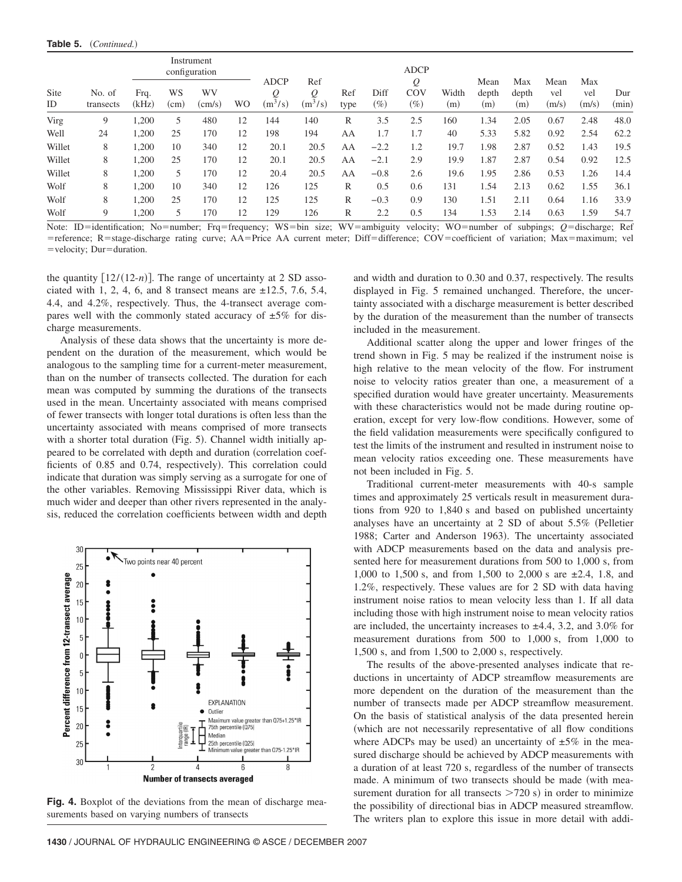**Table 5.** (*Continued.*)

| Site ID | No. of transects | Instrument configuration | | | | ADCP $Q$ ($m^3/s$) | Ref $Q$ ($m^3/s$) | Ref type | Diff (%) | ADCP $Q$ COV (%) | Width (m) | Mean depth (m) | Max depth (m) | Mean vel (m/s) | Max vel (m/s) | Dur (min) |
|---|---|---|---|---|---|---|---|---|---|---|---|---|---|---|---|---|
| | | Frq. (kHz) | WS (cm) | WV (cm/s) | WO | | | | | | | | | | | |
| Virg | 9 | 1,200 | 5 | 480 | 12 | 144 | 140 | R | 3.5 | 2.5 | 160 | 1.34 | 2.05 | 0.67 | 2.48 | 48.0 |
| Well | 24 | 1,200 | 25 | 170 | 12 | 198 | 194 | AA | 1.7 | 1.7 | 40 | 5.33 | 5.82 | 0.92 | 2.54 | 62.2 |
| Willet | 8 | 1,200 | 10 | 340 | 12 | 20.1 | 20.5 | AA | −2.2 | 1.2 | 19.7 | 1.98 | 2.87 | 0.52 | 1.43 | 19.5 |
| Willet | 8 | 1,200 | 25 | 170 | 12 | 20.1 | 20.5 | AA | −2.1 | 2.9 | 19.9 | 1.87 | 2.87 | 0.54 | 0.92 | 12.5 |
| Willet | 8 | 1,200 | 5 | 170 | 12 | 20.4 | 20.5 | AA | −0.8 | 2.6 | 19.6 | 1.95 | 2.86 | 0.53 | 1.26 | 14.4 |
| Wolf | 8 | 1,200 | 10 | 340 | 12 | 126 | 125 | R | 0.5 | 0.6 | 131 | 1.54 | 2.13 | 0.62 | 1.55 | 36.1 |
| Wolf | 8 | 1,200 | 25 | 170 | 12 | 125 | 125 | R | −0.3 | 0.9 | 130 | 1.51 | 2.11 | 0.64 | 1.16 | 33.9 |
| Wolf | 9 | 1,200 | 5 | 170 | 12 | 129 | 126 | R | 2.2 | 0.5 | 134 | 1.53 | 2.14 | 0.63 | 1.59 | 54.7 |

Note: ID=identification; No=number; Frq=frequency; WS=bin size; WV=ambiguity velocity; WO=number of subpings; $Q$=discharge; Ref=reference; R=stage-discharge rating curve; AA=Price AA current meter; Diff=difference; COV=coefficient of variation; Max=maximum; vel=velocity; Dur=duration.

the quantity $[12/(12\text{-}n)]$. The range of uncertainty at 2 SD associated with 1, 2, 4, 6, and 8 transect means are ±12.5, 7.6, 5.4, 4.4, and 4.2%, respectively. Thus, the 4-transect average compares well with the commonly stated accuracy of ±5% for discharge measurements.

Analysis of these data shows that the uncertainty is more dependent on the duration of the measurement, which would be analogous to the sampling time for a current-meter measurement, than on the number of transects collected. The duration for each mean was computed by summing the durations of the transects used in the mean. Uncertainty associated with means comprised of fewer transects with longer total durations is often less than the uncertainty associated with means comprised of more transects with a shorter total duration (Fig. 5). Channel width initially appeared to be correlated with depth and duration (correlation coefficients of 0.85 and 0.74, respectively). This correlation could indicate that duration was simply serving as a surrogate for one of the other variables. Removing Mississippi River data, which is much wider and deeper than other rivers represented in the analysis, reduced the correlation coefficients between width and depth and width and duration to 0.30 and 0.37, respectively. The results displayed in Fig. 5 remained unchanged. Therefore, the uncertainty associated with a discharge measurement is better described by the duration of the measurement than the number of transects included in the measurement.

**Fig. 4.** Boxplot of the deviations from the mean of discharge measurements based on varying numbers of transects

Additional scatter along the upper and lower fringes of the trend shown in Fig. 5 may be realized if the instrument noise is high relative to the mean velocity of the flow. For instrument noise to velocity ratios greater than one, a measurement of a specified duration would have greater uncertainty. Measurements with these characteristics would not be made during routine operation, except for very low-flow conditions. However, some of the field validation measurements were specifically configured to test the limits of the instrument and resulted in instrument noise to mean velocity ratios exceeding one. These measurements have not been included in Fig. 5.

Traditional current-meter measurements with 40-s sample times and approximately 25 verticals result in measurement durations from 920 to 1,840 s and based on published uncertainty analyses have an uncertainty at 2 SD of about 5.5% (Pelletier 1988; Carter and Anderson 1963). The uncertainty associated with ADCP measurements based on the data and analysis presented here for measurement durations from 500 to 1,000 s, from 1,000 to 1,500 s, and from 1,500 to 2,000 s are ±2.4, 1.8, and 1.2%, respectively. These values are for 2 SD with data having instrument noise ratios to mean velocity less than 1. If all data including those with high instrument noise to mean velocity ratios are included, the uncertainty increases to ±4.4, 3.2, and 3.0% for measurement durations from 500 to 1,000 s, from 1,000 to 1,500 s, and from 1,500 to 2,000 s, respectively.

The results of the above-presented analyses indicate that reductions in uncertainty of ADCP streamflow measurements are more dependent on the duration of the measurement than the number of transects made per ADCP streamflow measurement. On the basis of statistical analysis of the data presented herein (which are not necessarily representative of all flow conditions where ADCPs may be used) an uncertainty of ±5% in the measured discharge should be achieved by ADCP measurements with a duration of at least 720 s, regardless of the number of transects made. A minimum of two transects should be made (with measurement duration for all transects >720 s) in order to minimize the possibility of directional bias in ADCP measured streamflow. The writers plan to explore this issue in more detail with addi-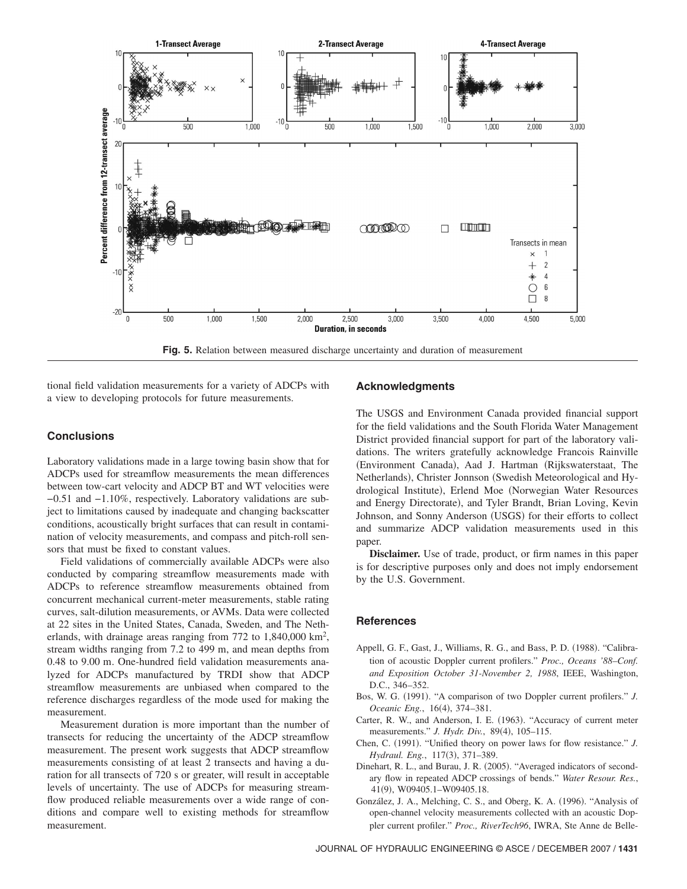Fig. 5. Relation between measured discharge uncertainty and duration of measurement

tional field validation measurements for a variety of ADCPs with a view to developing protocols for future measurements.

## Conclusions

Laboratory validations made in a large towing basin show that for ADCPs used for streamflow measurements the mean differences between tow-cart velocity and ADCP BT and WT velocities were −0.51 and −1.10%, respectively. Laboratory validations are subject to limitations caused by inadequate and changing backscatter conditions, acoustically bright surfaces that can result in contamination of velocity measurements, and compass and pitch-roll sensors that must be fixed to constant values.

Field validations of commercially available ADCPs were also conducted by comparing streamflow measurements made with ADCPs to reference streamflow measurements obtained from concurrent mechanical current-meter measurements, stable rating curves, salt-dilution measurements, or AVMs. Data were collected at 22 sites in the United States, Canada, Sweden, and The Netherlands, with drainage areas ranging from 772 to 1,840,000 km$^2$, stream widths ranging from 7.2 to 499 m, and mean depths from 0.48 to 9.00 m. One-hundred field validation measurements analyzed for ADCPs manufactured by TRDI show that ADCP streamflow measurements are unbiased when compared to the reference discharges regardless of the mode used for making the measurement.

Measurement duration is more important than the number of transects for reducing the uncertainty of the ADCP streamflow measurement. The present work suggests that ADCP streamflow measurements consisting of at least 2 transects and having a duration for all transects of 720 s or greater, will result in acceptable levels of uncertainty. The use of ADCPs for measuring streamflow produced reliable measurements over a wide range of conditions and compare well to existing methods for streamflow measurement.

## Acknowledgments

The USGS and Environment Canada provided financial support for the field validations and the South Florida Water Management District provided financial support for part of the laboratory validations. The writers gratefully acknowledge Francois Rainville (Environment Canada), Aad J. Hartman (Rijkswaterstaat, The Netherlands), Christer Jonnson (Swedish Meteorological and Hydrological Institute), Erlend Moe (Norwegian Water Resources and Energy Directorate), and Tyler Brandt, Brian Loving, Kevin Johnson, and Sonny Anderson (USGS) for their efforts to collect and summarize ADCP validation measurements used in this paper.

**Disclaimer.** Use of trade, product, or firm names in this paper is for descriptive purposes only and does not imply endorsement by the U.S. Government.

## References

Appell, G. F., Gast, J., Williams, R. G., and Bass, P. D. (1988). "Calibration of acoustic Doppler current profilers." *Proc., Oceans '88–Conf. and Exposition October 31-November 2, 1988*, IEEE, Washington, D.C., 346–352.

Bos, W. G. (1991). "A comparison of two Doppler current profilers." *J. Oceanic Eng.*, 16(4), 374–381.

Carter, R. W., and Anderson, I. E. (1963). "Accuracy of current meter measurements." *J. Hydr. Div.*, 89(4), 105–115.

Chen, C. (1991). "Unified theory on power laws for flow resistance." *J. Hydraul. Eng.*, 117(3), 371–389.

Dinehart, R. L., and Burau, J. R. (2005). "Averaged indicators of secondary flow in repeated ADCP crossings of bends." *Water Resour. Res.*, 41(9), W09405.1–W09405.18.

González, J. A., Melching, C. S., and Oberg, K. A. (1996). "Analysis of open-channel velocity measurements collected with an acoustic Doppler current profiler." *Proc., RiverTech96*, IWRA, Ste Anne de Belle-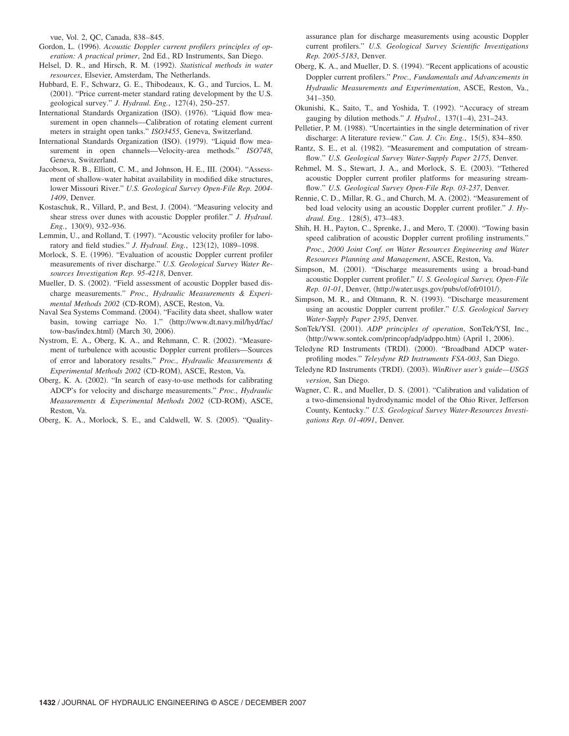vue, Vol. 2, QC, Canada, 838–845.

Gordon, L. (1996). *Acoustic Doppler current profilers principles of operation: A practical primer*, 2nd Ed., RD Instruments, San Diego.

Helsel, D. R., and Hirsch, R. M. (1992). *Statistical methods in water resources*, Elsevier, Amsterdam, The Netherlands.

Hubbard, E. F., Schwarz, G. E., Thibodeaux, K. G., and Turcios, L. M. (2001). "Price current-meter standard rating development by the U.S. geological survey." *J. Hydraul. Eng.*, 127(4), 250–257.

International Standards Organization (ISO). (1976). "Liquid flow measurement in open channels—Calibration of rotating element current meters in straight open tanks." *ISO3455*, Geneva, Switzerland.

International Standards Organization (ISO). (1979). "Liquid flow measurement in open channels—Velocity-area methods." *ISO748*, Geneva, Switzerland.

Jacobson, R. B., Elliott, C. M., and Johnson, H. E., III. (2004). "Assessment of shallow-water habitat availability in modified dike structures, lower Missouri River." *U.S. Geological Survey Open-File Rep. 2004-1409*, Denver.

Kostaschuk, R., Villard, P., and Best, J. (2004). "Measuring velocity and shear stress over dunes with acoustic Doppler profiler." *J. Hydraul. Eng.*, 130(9), 932–936.

Lemmin, U., and Rolland, T. (1997). "Acoustic velocity profiler for laboratory and field studies." *J. Hydraul. Eng.*, 123(12), 1089–1098.

Morlock, S. E. (1996). "Evaluation of acoustic Doppler current profiler measurements of river discharge." *U.S. Geological Survey Water Resources Investigation Rep. 95-4218*, Denver.

Mueller, D. S. (2002). "Field assessment of acoustic Doppler based discharge measurements." *Proc., Hydraulic Measurements & Experimental Methods 2002* (CD-ROM), ASCE, Reston, Va.

Naval Sea Systems Command. (2004). "Facility data sheet, shallow water basin, towing carriage No. 1." ⟨http://www.dt.navy.mil/hyd/fac/tow-bas/index.html⟩ (March 30, 2006).

Nystrom, E. A., Oberg, K. A., and Rehmann, C. R. (2002). "Measurement of turbulence with acoustic Doppler current profilers—Sources of error and laboratory results." *Proc., Hydraulic Measurements & Experimental Methods 2002* (CD-ROM), ASCE, Reston, Va.

Oberg, K. A. (2002). "In search of easy-to-use methods for calibrating ADCP's for velocity and discharge measurements." *Proc., Hydraulic Measurements & Experimental Methods 2002* (CD-ROM), ASCE, Reston, Va.

Oberg, K. A., Morlock, S. E., and Caldwell, W. S. (2005). "Quality-assurance plan for discharge measurements using acoustic Doppler current profilers." *U.S. Geological Survey Scientific Investigations Rep. 2005-5183*, Denver.

Oberg, K. A., and Mueller, D. S. (1994). "Recent applications of acoustic Doppler current profilers." *Proc., Fundamentals and Advancements in Hydraulic Measurements and Experimentation*, ASCE, Reston, Va., 341–350.

Okunishi, K., Saito, T., and Yoshida, T. (1992). "Accuracy of stream gauging by dilution methods." *J. Hydrol.*, 137(1–4), 231–243.

Pelletier, P. M. (1988). "Uncertainties in the single determination of river discharge: A literature review." *Can. J. Civ. Eng.*, 15(5), 834–850.

Rantz, S. E., et al. (1982). "Measurement and computation of streamflow." *U.S. Geological Survey Water-Supply Paper 2175*, Denver.

Rehmel, M. S., Stewart, J. A., and Morlock, S. E. (2003). "Tethered acoustic Doppler current profiler platforms for measuring streamflow." *U.S. Geological Survey Open-File Rep. 03-237*, Denver.

Rennie, C. D., Millar, R. G., and Church, M. A. (2002). "Measurement of bed load velocity using an acoustic Doppler current profiler." *J. Hydraul. Eng.*. 128(5), 473–483.

Shih, H. H., Payton, C., Sprenke, J., and Mero, T. (2000). "Towing basin speed calibration of acoustic Doppler current profiling instruments." *Proc., 2000 Joint Conf. on Water Resources Engineering and Water Resources Planning and Management*, ASCE, Reston, Va.

Simpson, M. (2001). "Discharge measurements using a broad-band acoustic Doppler current profiler." *U. S. Geological Survey, Open-File Rep. 01-01*, Denver, ⟨http://water.usgs.gov/pubs/of/ofr0101/⟩.

Simpson, M. R., and Oltmann, R. N. (1993). "Discharge measurement using an acoustic Doppler current profiler." *U.S. Geological Survey Water-Supply Paper 2395*, Denver.

SonTek/YSI. (2001). *ADP principles of operation*, SonTek/YSI, Inc., ⟨http://www.sontek.com/princop/adp/adppo.htm⟩ (April 1, 2006).

Teledyne RD Instruments (TRDI). (2000). "Broadband ADCP water-profiling modes." *Teleydyne RD Instruments FSA-003*, San Diego.

Teledyne RD Instruments (TRDI). (2003). *WinRiver user's guide—USGS version*, San Diego.

Wagner, C. R., and Mueller, D. S. (2001). "Calibration and validation of a two-dimensional hydrodynamic model of the Ohio River, Jefferson County, Kentucky." *U.S. Geological Survey Water-Resources Investigations Rep. 01-4091*, Denver.